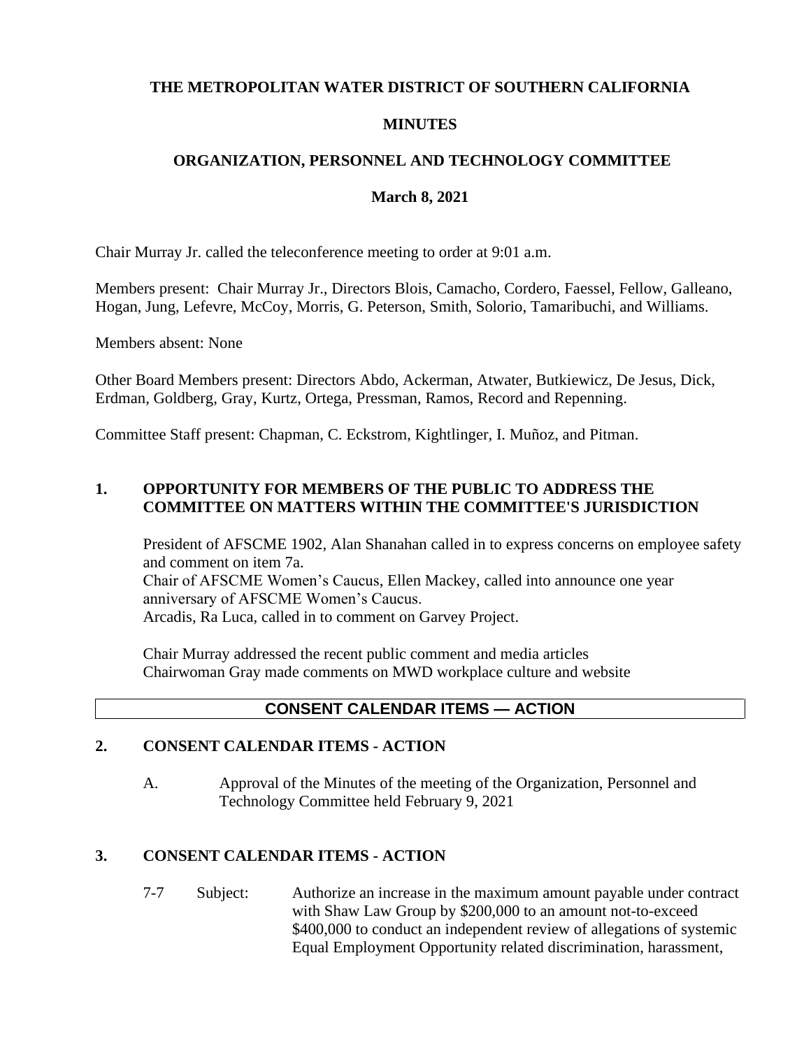**THE METROPOLITAN WATER DISTRICT OF SOUTHERN CALIFORNIA**

**MINUTES**

**ORGANIZATION, PERSONNEL AND TECHNOLOGY COMMITTEE**

**March 8, 2021**

Chair Murray Jr. called the teleconference meeting to order at 9:01 a.m.

Members present: Chair Murray Jr., Directors Blois, Camacho, Cordero, Faessel, Fellow, Galleano, Hogan, Jung, Lefevre, McCoy, Morris, G. Peterson, Smith, Solorio, Tamaribuchi, and Williams.

Members absent: None

Other Board Members present: Directors Abdo, Ackerman, Atwater, Butkiewicz, De Jesus, Dick, Erdman, Goldberg, Gray, Kurtz, Ortega, Pressman, Ramos, Record and Repenning.

Committee Staff present: Chapman, C. Eckstrom, Kightlinger, I. Muñoz, and Pitman.

## 1. OPPORTUNITY FOR MEMBERS OF THE PUBLIC TO ADDRESS THE COMMITTEE ON MATTERS WITHIN THE COMMITTEE'S JURISDICTION

President of AFSCME 1902, Alan Shanahan called in to express concerns on employee safety and comment on item 7a.
Chair of AFSCME Women's Caucus, Ellen Mackey, called into announce one year anniversary of AFSCME Women's Caucus.
Arcadis, Ra Luca, called in to comment on Garvey Project.

Chair Murray addressed the recent public comment and media articles
Chairwoman Gray made comments on MWD workplace culture and website

## CONSENT CALENDAR ITEMS — ACTION

## 2. CONSENT CALENDAR ITEMS - ACTION

A. Approval of the Minutes of the meeting of the Organization, Personnel and Technology Committee held February 9, 2021

## 3. CONSENT CALENDAR ITEMS - ACTION

7-7 Subject: Authorize an increase in the maximum amount payable under contract with Shaw Law Group by $200,000 to an amount not-to-exceed $400,000 to conduct an independent review of allegations of systemic Equal Employment Opportunity related discrimination, harassment,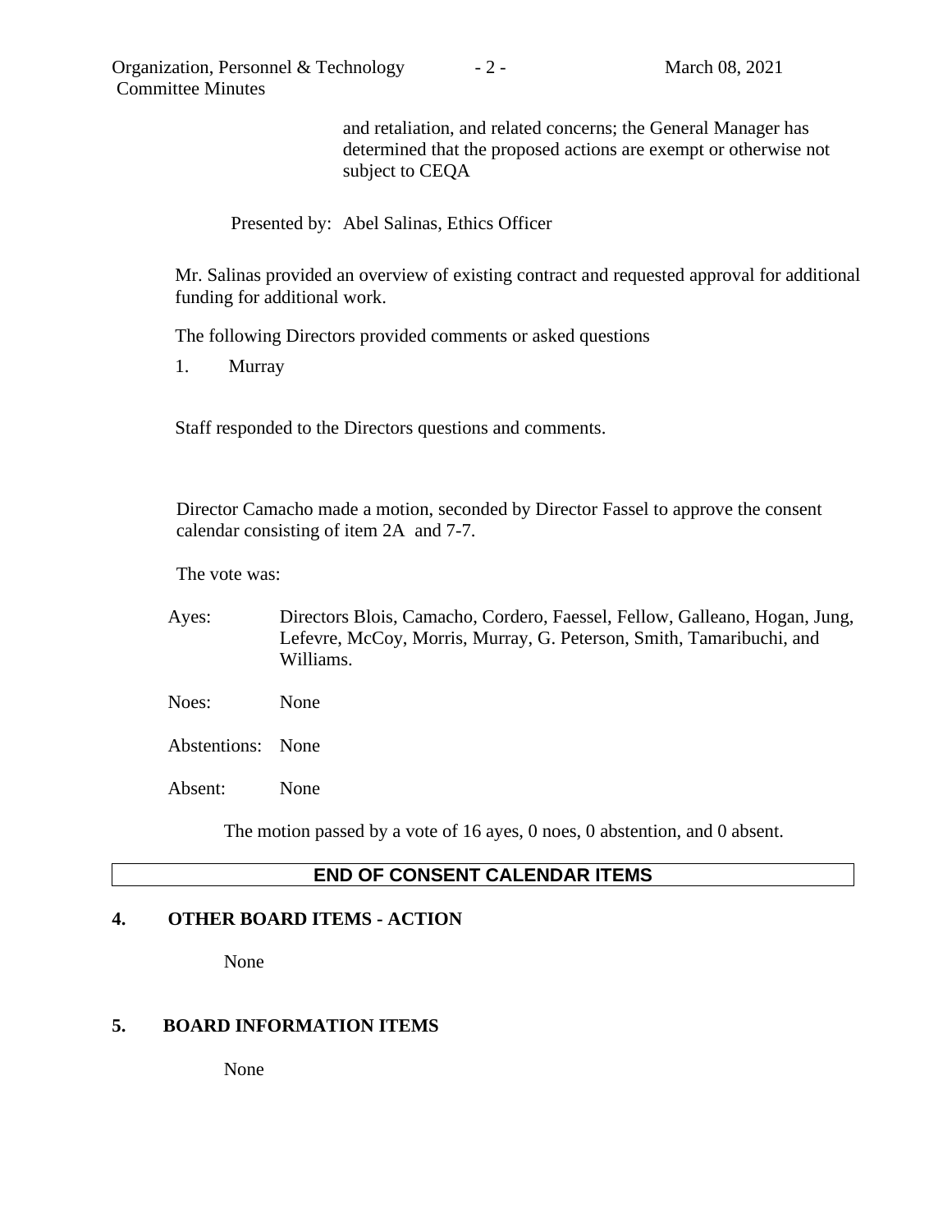and retaliation, and related concerns; the General Manager has determined that the proposed actions are exempt or otherwise not subject to CEQA

Presented by: Abel Salinas, Ethics Officer

Mr. Salinas provided an overview of existing contract and requested approval for additional funding for additional work.

The following Directors provided comments or asked questions

1. Murray

Staff responded to the Directors questions and comments.

Director Camacho made a motion, seconded by Director Fassel to approve the consent calendar consisting of item 2A and 7-7.

The vote was:

| | |
|---|---|
| Ayes: | Directors Blois, Camacho, Cordero, Faessel, Fellow, Galleano, Hogan, Jung, Lefevre, McCoy, Morris, Murray, G. Peterson, Smith, Tamaribuchi, and Williams. |
| Noes: | None |
| Abstentions: | None |
| Absent: | None |

The motion passed by a vote of 16 ayes, 0 noes, 0 abstention, and 0 absent.

**END OF CONSENT CALENDAR ITEMS**

## 4. OTHER BOARD ITEMS - ACTION

None

## 5. BOARD INFORMATION ITEMS

None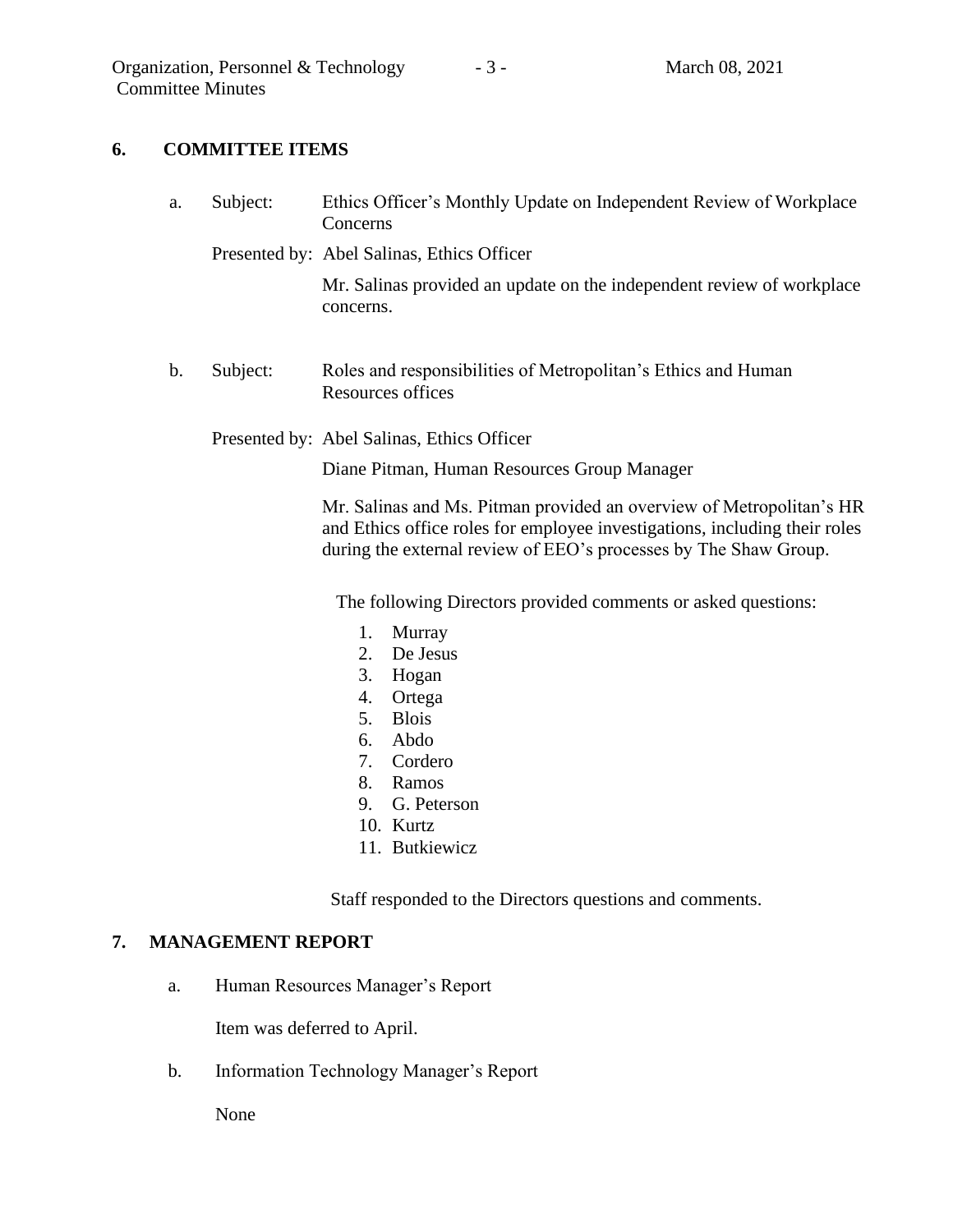## 6. COMMITTEE ITEMS

a. Subject: Ethics Officer's Monthly Update on Independent Review of Workplace Concerns

Presented by: Abel Salinas, Ethics Officer

Mr. Salinas provided an update on the independent review of workplace concerns.

b. Subject: Roles and responsibilities of Metropolitan's Ethics and Human Resources offices

Presented by: Abel Salinas, Ethics Officer

Diane Pitman, Human Resources Group Manager

Mr. Salinas and Ms. Pitman provided an overview of Metropolitan's HR and Ethics office roles for employee investigations, including their roles during the external review of EEO's processes by The Shaw Group.

The following Directors provided comments or asked questions:

1. Murray
2. De Jesus
3. Hogan
4. Ortega
5. Blois
6. Abdo
7. Cordero
8. Ramos
9. G. Peterson
10. Kurtz
11. Butkiewicz

Staff responded to the Directors questions and comments.

## 7. MANAGEMENT REPORT

a. Human Resources Manager's Report

Item was deferred to April.

b. Information Technology Manager's Report

None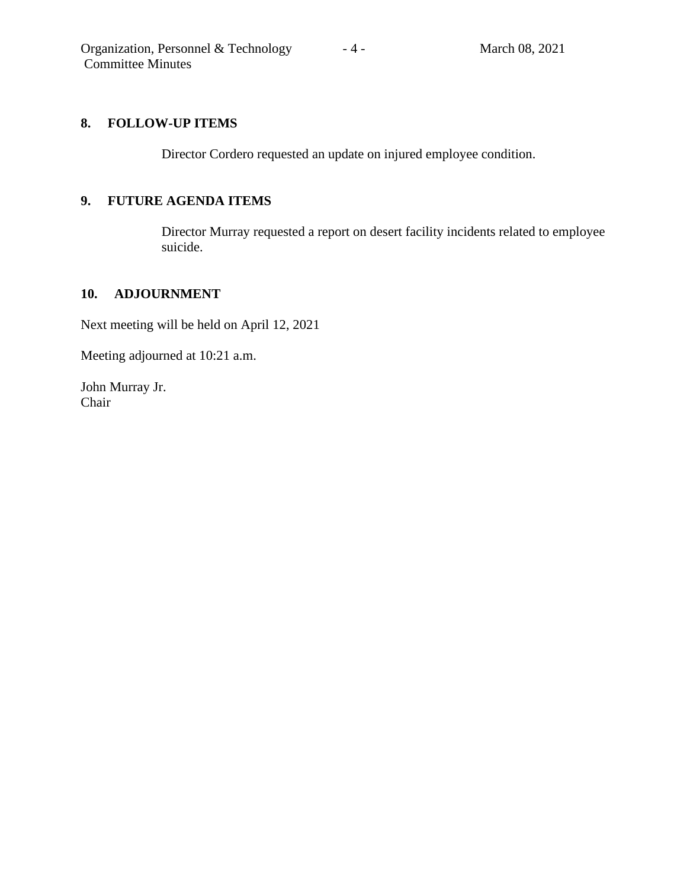## 8. FOLLOW-UP ITEMS

Director Cordero requested an update on injured employee condition.

## 9. FUTURE AGENDA ITEMS

Director Murray requested a report on desert facility incidents related to employee suicide.

## 10. ADJOURNMENT

Next meeting will be held on April 12, 2021

Meeting adjourned at 10:21 a.m.

John Murray Jr.
Chair